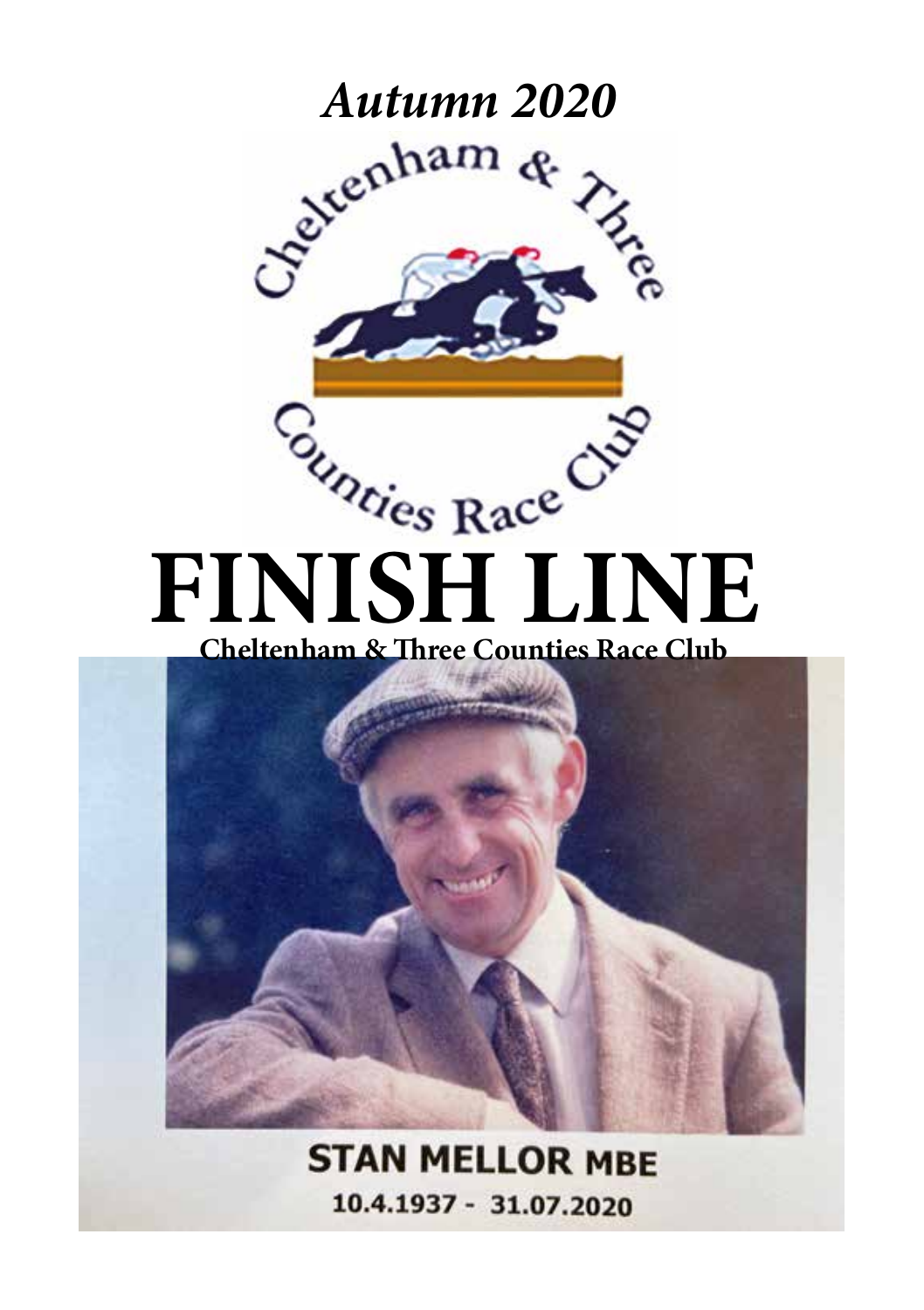*Autumn 2020*

Cheltenham & Three Counties Race Club

# FINISH LINE

**Cheltenham & Three Counties Race Club**

STAN MELLOR MBE

10.4.1937 - 31.07.2020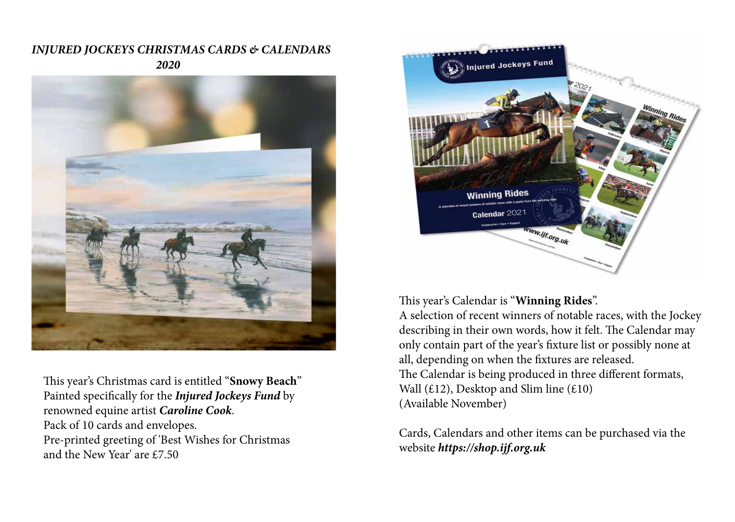# *INJURED JOCKEYS CHRISTMAS CARDS & CALENDARS 2020*

This year's Christmas card is entitled "**Snowy Beach**"
Painted specifically for the ***Injured Jockeys Fund*** by renowned equine artist ***Caroline Cook***.
Pack of 10 cards and envelopes.
Pre-printed greeting of 'Best Wishes for Christmas and the New Year' are £7.50

This year's Calendar is "**Winning Rides**".
A selection of recent winners of notable races, with the Jockey describing in their own words, how it felt. The Calendar may only contain part of the year's fixture list or possibly none at all, depending on when the fixtures are released.
The Calendar is being produced in three different formats, Wall (£12), Desktop and Slim line (£10)
(Available November)

Cards, Calendars and other items can be purchased via the website ***https://shop.ijf.org.uk***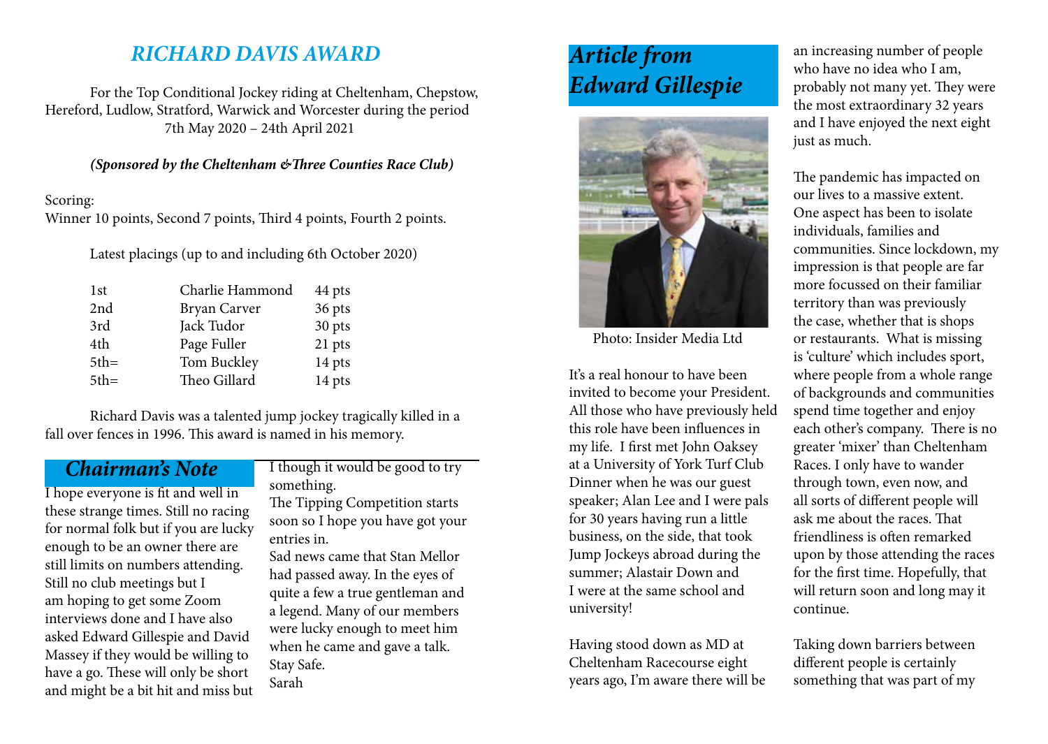## *RICHARD DAVIS AWARD*

For the Top Conditional Jockey riding at Cheltenham, Chepstow, Hereford, Ludlow, Stratford, Warwick and Worcester during the period 7th May 2020 – 24th April 2021

***(Sponsored by the Cheltenham & Three Counties Race Club)***

Scoring:
Winner 10 points, Second 7 points, Third 4 points, Fourth 2 points.

Latest placings (up to and including 6th October 2020)

| | | |
|---|---|---|
| 1st | Charlie Hammond | 44 pts |
| 2nd | Bryan Carver | 36 pts |
| 3rd | Jack Tudor | 30 pts |
| 4th | Page Fuller | 21 pts |
| 5th= | Tom Buckley | 14 pts |
| 5th= | Theo Gillard | 14 pts |

Richard Davis was a talented jump jockey tragically killed in a fall over fences in 1996. This award is named in his memory.

## *Chairman's Note*

I hope everyone is fit and well in these strange times. Still no racing for normal folk but if you are lucky enough to be an owner there are still limits on numbers attending. Still no club meetings but I am hoping to get some Zoom interviews done and I have also asked Edward Gillespie and David Massey if they would be willing to have a go. These will only be short and might be a bit hit and miss but I though it would be good to try something.

The Tipping Competition starts soon so I hope you have got your entries in.

Sad news came that Stan Mellor had passed away. In the eyes of quite a few a true gentleman and a legend. Many of our members were lucky enough to meet him when he came and gave a talk.

Stay Safe.

Sarah

## *Article from Edward Gillespie*

Photo: Insider Media Ltd

It's a real honour to have been invited to become your President. All those who have previously held this role have been influences in my life. I first met John Oaksey at a University of York Turf Club Dinner when he was our guest speaker; Alan Lee and I were pals for 30 years having run a little business, on the side, that took Jump Jockeys abroad during the summer; Alastair Down and I were at the same school and university!

Having stood down as MD at Cheltenham Racecourse eight years ago, I'm aware there will be an increasing number of people who have no idea who I am, probably not many yet. They were the most extraordinary 32 years and I have enjoyed the next eight just as much.

The pandemic has impacted on our lives to a massive extent. One aspect has been to isolate individuals, families and communities. Since lockdown, my impression is that people are far more focussed on their familiar territory than was previously the case, whether that is shops or restaurants. What is missing is 'culture' which includes sport, where people from a whole range of backgrounds and communities spend time together and enjoy each other's company. There is no greater 'mixer' than Cheltenham Races. I only have to wander through town, even now, and all sorts of different people will ask me about the races. That friendliness is often remarked upon by those attending the races for the first time. Hopefully, that will return soon and long may it continue.

Taking down barriers between different people is certainly something that was part of my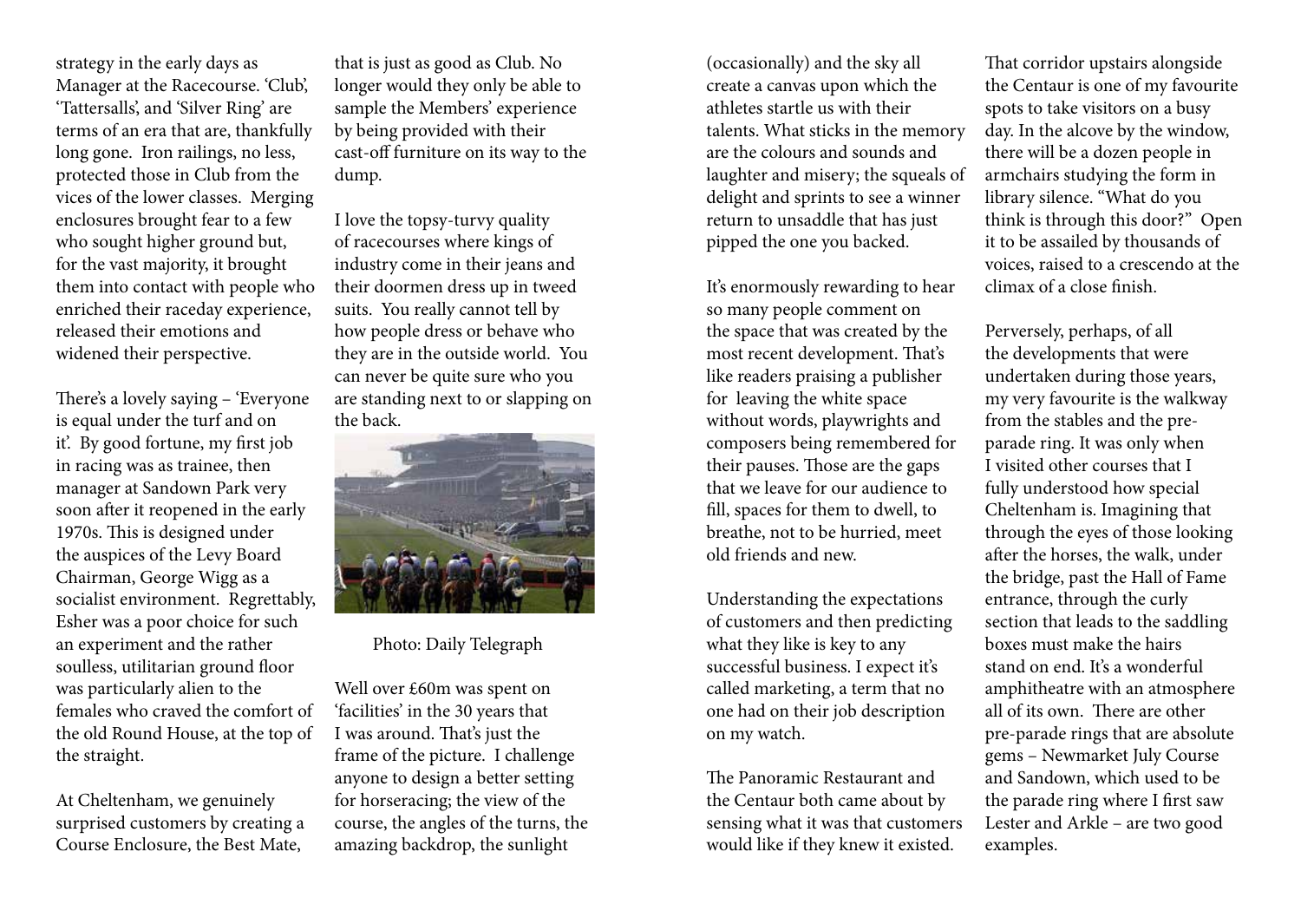strategy in the early days as Manager at the Racecourse. 'Club', 'Tattersalls', and 'Silver Ring' are terms of an era that are, thankfully long gone. Iron railings, no less, protected those in Club from the vices of the lower classes. Merging enclosures brought fear to a few who sought higher ground but, for the vast majority, it brought them into contact with people who enriched their raceday experience, released their emotions and widened their perspective.

There's a lovely saying – 'Everyone is equal under the turf and on it'. By good fortune, my first job in racing was as trainee, then manager at Sandown Park very soon after it reopened in the early 1970s. This is designed under the auspices of the Levy Board Chairman, George Wigg as a socialist environment. Regrettably, Esher was a poor choice for such an experiment and the rather soulless, utilitarian ground floor was particularly alien to the females who craved the comfort of the old Round House, at the top of the straight.

At Cheltenham, we genuinely surprised customers by creating a Course Enclosure, the Best Mate, that is just as good as Club. No longer would they only be able to sample the Members' experience by being provided with their cast-off furniture on its way to the dump.

I love the topsy-turvy quality of racecourses where kings of industry come in their jeans and their doormen dress up in tweed suits. You really cannot tell by how people dress or behave who they are in the outside world. You can never be quite sure who you are standing next to or slapping on the back.

Photo: Daily Telegraph

Well over £60m was spent on 'facilities' in the 30 years that I was around. That's just the frame of the picture. I challenge anyone to design a better setting for horseracing; the view of the course, the angles of the turns, the amazing backdrop, the sunlight (occasionally) and the sky all create a canvas upon which the athletes startle us with their talents. What sticks in the memory are the colours and sounds and laughter and misery; the squeals of delight and sprints to see a winner return to unsaddle that has just pipped the one you backed.

It's enormously rewarding to hear so many people comment on the space that was created by the most recent development. That's like readers praising a publisher for leaving the white space without words, playwrights and composers being remembered for their pauses. Those are the gaps that we leave for our audience to fill, spaces for them to dwell, to breathe, not to be hurried, meet old friends and new.

Understanding the expectations of customers and then predicting what they like is key to any successful business. I expect it's called marketing, a term that no one had on their job description on my watch.

The Panoramic Restaurant and the Centaur both came about by sensing what it was that customers would like if they knew it existed.

That corridor upstairs alongside the Centaur is one of my favourite spots to take visitors on a busy day. In the alcove by the window, there will be a dozen people in armchairs studying the form in library silence. "What do you think is through this door?" Open it to be assailed by thousands of voices, raised to a crescendo at the climax of a close finish.

Perversely, perhaps, of all the developments that were undertaken during those years, my very favourite is the walkway from the stables and the pre-parade ring. It was only when I visited other courses that I fully understood how special Cheltenham is. Imagining that through the eyes of those looking after the horses, the walk, under the bridge, past the Hall of Fame entrance, through the curly section that leads to the saddling boxes must make the hairs stand on end. It's a wonderful amphitheatre with an atmosphere all of its own. There are other pre-parade rings that are absolute gems – Newmarket July Course and Sandown, which used to be the parade ring where I first saw Lester and Arkle – are two good examples.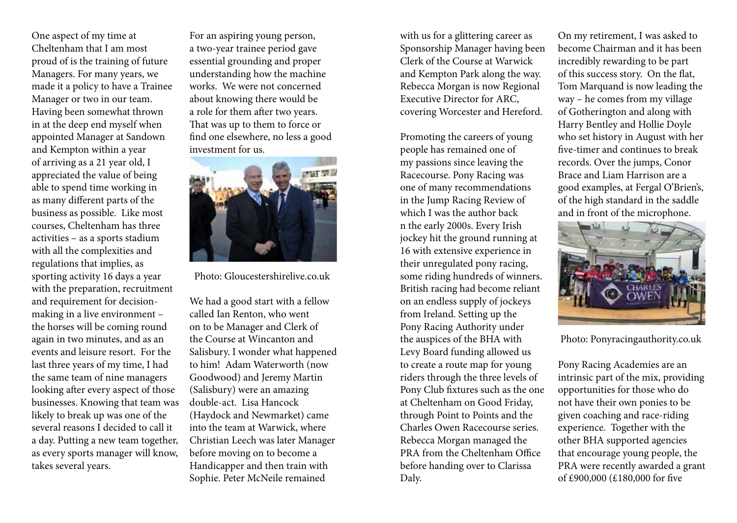One aspect of my time at Cheltenham that I am most proud of is the training of future Managers. For many years, we made it a policy to have a Trainee Manager or two in our team. Having been somewhat thrown in at the deep end myself when appointed Manager at Sandown and Kempton within a year of arriving as a 21 year old, I appreciated the value of being able to spend time working in as many different parts of the business as possible. Like most courses, Cheltenham has three activities – as a sports stadium with all the complexities and regulations that implies, as sporting activity 16 days a year with the preparation, recruitment and requirement for decision-making in a live environment – the horses will be coming round again in two minutes, and as an events and leisure resort. For the last three years of my time, I had the same team of nine managers looking after every aspect of those businesses. Knowing that team was likely to break up was one of the several reasons I decided to call it a day. Putting a new team together, as every sports manager will know, takes several years.

For an aspiring young person, a two-year trainee period gave essential grounding and proper understanding how the machine works. We were not concerned about knowing there would be a role for them after two years. That was up to them to force or find one elsewhere, no less a good investment for us.

Photo: Gloucestershirelive.co.uk

We had a good start with a fellow called Ian Renton, who went on to be Manager and Clerk of the Course at Wincanton and Salisbury. I wonder what happened to him! Adam Waterworth (now Goodwood) and Jeremy Martin (Salisbury) were an amazing double-act. Lisa Hancock (Haydock and Newmarket) came into the team at Warwick, where Christian Leech was later Manager before moving on to become a Handicapper and then train with Sophie. Peter McNeile remained with us for a glittering career as Sponsorship Manager having been Clerk of the Course at Warwick and Kempton Park along the way. Rebecca Morgan is now Regional Executive Director for ARC, covering Worcester and Hereford.

Promoting the careers of young people has remained one of my passions since leaving the Racecourse. Pony Racing was one of many recommendations in the Jump Racing Review of which I was the author back n the early 2000s. Every Irish jockey hit the ground running at 16 with extensive experience in their unregulated pony racing, some riding hundreds of winners. British racing had become reliant on an endless supply of jockeys from Ireland. Setting up the Pony Racing Authority under the auspices of the BHA with Levy Board funding allowed us to create a route map for young riders through the three levels of Pony Club fixtures such as the one at Cheltenham on Good Friday, through Point to Points and the Charles Owen Racecourse series. Rebecca Morgan managed the PRA from the Cheltenham Office before handing over to Clarissa Daly.

On my retirement, I was asked to become Chairman and it has been incredibly rewarding to be part of this success story. On the flat, Tom Marquand is now leading the way – he comes from my village of Gotherington and along with Harry Bentley and Hollie Doyle who set history in August with her five-timer and continues to break records. Over the jumps, Conor Brace and Liam Harrison are a good examples, at Fergal O'Brien's, of the high standard in the saddle and in front of the microphone.

Photo: Ponyracingauthority.co.uk

Pony Racing Academies are an intrinsic part of the mix, providing opportunities for those who do not have their own ponies to be given coaching and race-riding experience. Together with the other BHA supported agencies that encourage young people, the PRA were recently awarded a grant of £900,000 (£180,000 for five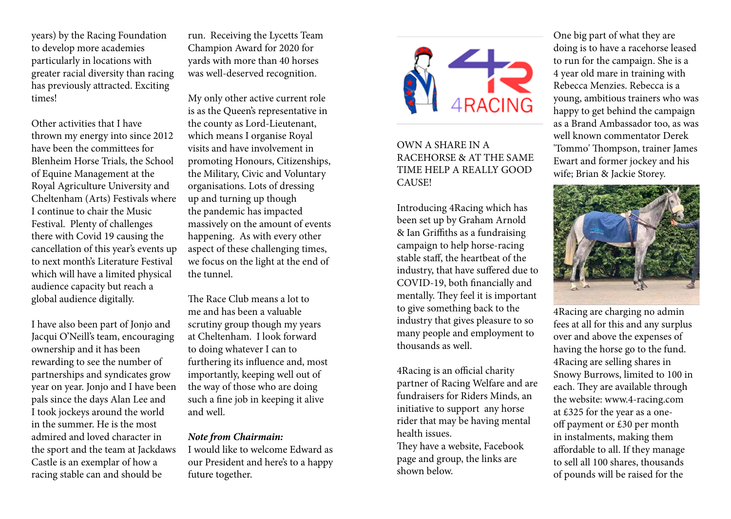years) by the Racing Foundation to develop more academies particularly in locations with greater racial diversity than racing has previously attracted. Exciting times!

Other activities that I have thrown my energy into since 2012 have been the committees for Blenheim Horse Trials, the School of Equine Management at the Royal Agriculture University and Cheltenham (Arts) Festivals where I continue to chair the Music Festival. Plenty of challenges there with Covid 19 causing the cancellation of this year's events up to next month's Literature Festival which will have a limited physical audience capacity but reach a global audience digitally.

I have also been part of Jonjo and Jacqui O'Neill's team, encouraging ownership and it has been rewarding to see the number of partnerships and syndicates grow year on year. Jonjo and I have been pals since the days Alan Lee and I took jockeys around the world in the summer. He is the most admired and loved character in the sport and the team at Jackdaws Castle is an exemplar of how a racing stable can and should be run. Receiving the Lycetts Team Champion Award for 2020 for yards with more than 40 horses was well-deserved recognition.

My only other active current role is as the Queen's representative in the county as Lord-Lieutenant, which means I organise Royal visits and have involvement in promoting Honours, Citizenships, the Military, Civic and Voluntary organisations. Lots of dressing up and turning up though the pandemic has impacted massively on the amount of events happening. As with every other aspect of these challenging times, we focus on the light at the end of the tunnel.

The Race Club means a lot to me and has been a valuable scrutiny group though my years at Cheltenham. I look forward to doing whatever I can to furthering its influence and, most importantly, keeping well out of the way of those who are doing such a fine job in keeping it alive and well.

***Note from Chairmain:***
I would like to welcome Edward as our President and here's to a happy future together.

4RACING

OWN A SHARE IN A RACEHORSE & AT THE SAME TIME HELP A REALLY GOOD CAUSE!

Introducing 4Racing which has been set up by Graham Arnold & Ian Griffiths as a fundraising campaign to help horse-racing stable staff, the heartbeat of the industry, that have suffered due to COVID-19, both financially and mentally. They feel it is important to give something back to the industry that gives pleasure to so many people and employment to thousands as well.

4Racing is an official charity partner of Racing Welfare and are fundraisers for Riders Minds, an initiative to support any horse rider that may be having mental health issues.
They have a website, Facebook page and group, the links are shown below.

One big part of what they are doing is to have a racehorse leased to run for the campaign. She is a 4 year old mare in training with Rebecca Menzies. Rebecca is a young, ambitious trainers who was happy to get behind the campaign as a Brand Ambassador too, as was well known commentator Derek 'Tommo' Thompson, trainer James Ewart and former jockey and his wife; Brian & Jackie Storey.

4Racing are charging no admin fees at all for this and any surplus over and above the expenses of having the horse go to the fund. 4Racing are selling shares in Snowy Burrows, limited to 100 in each. They are available through the website: www.4-racing.com at £325 for the year as a one-off payment or £30 per month in instalments, making them affordable to all. If they manage to sell all 100 shares, thousands of pounds will be raised for the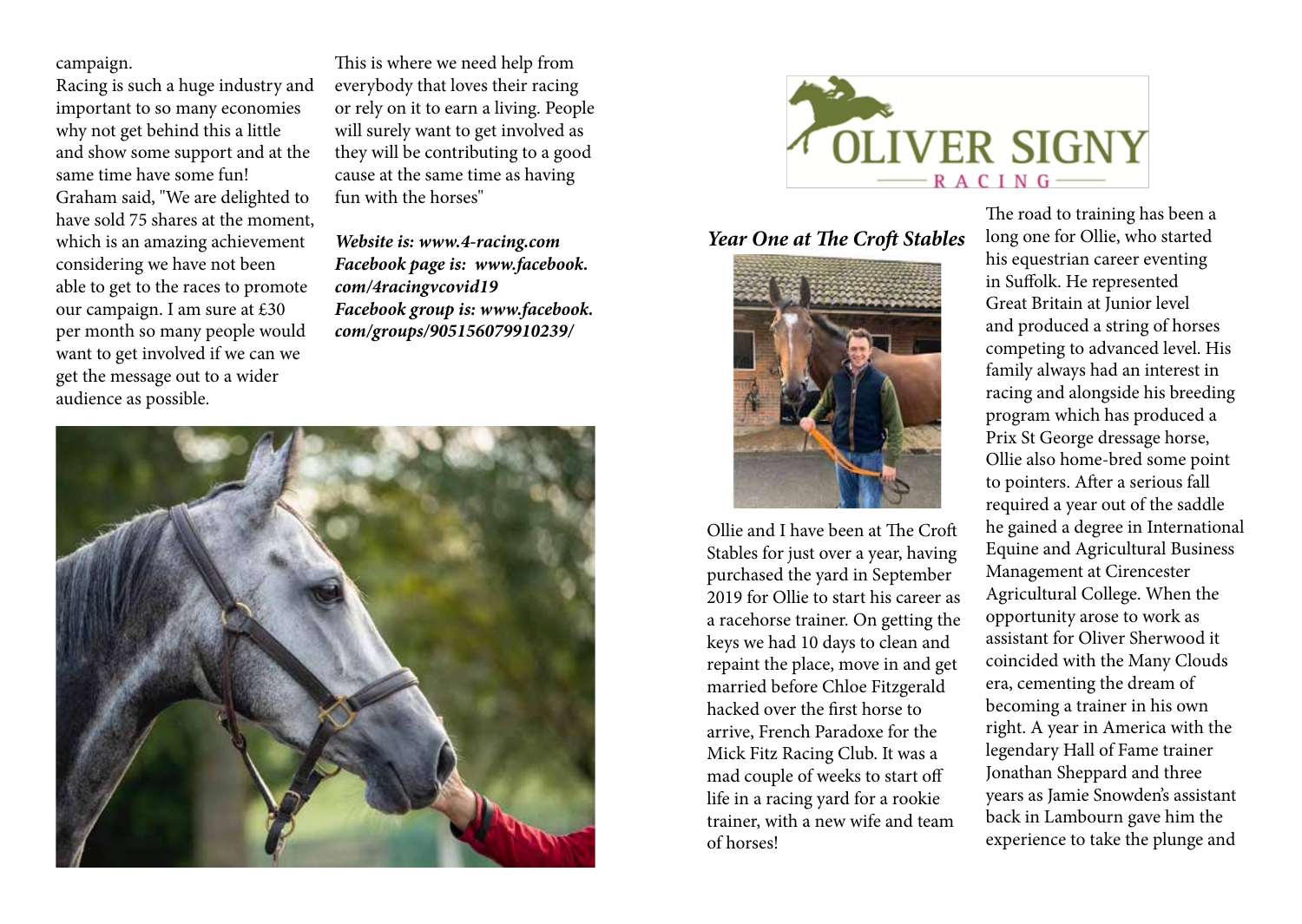campaign.

Racing is such a huge industry and important to so many economies why not get behind this a little and show some support and at the same time have some fun!

Graham said, "We are delighted to have sold 75 shares at the moment, which is an amazing achievement considering we have not been able to get to the races to promote our campaign. I am sure at £30 per month so many people would want to get involved if we can we get the message out to a wider audience as possible.

This is where we need help from everybody that loves their racing or rely on it to earn a living. People will surely want to get involved as they will be contributing to a good cause at the same time as having fun with the horses"

***Website is: www.4-racing.com***
***Facebook page is: www.facebook.com/4racingvcovid19***
***Facebook group is: www.facebook.com/groups/905156079910239/***

OLIVER SIGNY RACING

### *Year One at The Croft Stables*

Ollie and I have been at The Croft Stables for just over a year, having purchased the yard in September 2019 for Ollie to start his career as a racehorse trainer. On getting the keys we had 10 days to clean and repaint the place, move in and get married before Chloe Fitzgerald hacked over the first horse to arrive, French Paradoxe for the Mick Fitz Racing Club. It was a mad couple of weeks to start off life in a racing yard for a rookie trainer, with a new wife and team of horses!

The road to training has been a long one for Ollie, who started his equestrian career eventing in Suffolk. He represented Great Britain at Junior level and produced a string of horses competing to advanced level. His family always had an interest in racing and alongside his breeding program which has produced a Prix St George dressage horse, Ollie also home-bred some point to pointers. After a serious fall required a year out of the saddle he gained a degree in International Equine and Agricultural Business Management at Cirencester Agricultural College. When the opportunity arose to work as assistant for Oliver Sherwood it coincided with the Many Clouds era, cementing the dream of becoming a trainer in his own right. A year in America with the legendary Hall of Fame trainer Jonathan Sheppard and three years as Jamie Snowden's assistant back in Lambourn gave him the experience to take the plunge and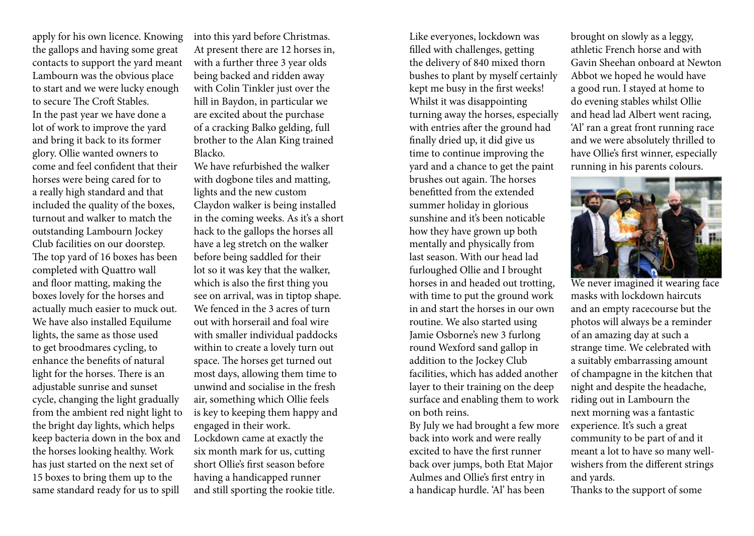apply for his own licence. Knowing the gallops and having some great contacts to support the yard meant Lambourn was the obvious place to start and we were lucky enough to secure The Croft Stables.

In the past year we have done a lot of work to improve the yard and bring it back to its former glory. Ollie wanted owners to come and feel confident that their horses were being cared for to a really high standard and that included the quality of the boxes, turnout and walker to match the outstanding Lambourn Jockey Club facilities on our doorstep. The top yard of 16 boxes has been completed with Quattro wall and floor matting, making the boxes lovely for the horses and actually much easier to muck out. We have also installed Equilume lights, the same as those used to get broodmares cycling, to enhance the benefits of natural light for the horses. There is an adjustable sunrise and sunset cycle, changing the light gradually from the ambient red night light to the bright day lights, which helps keep bacteria down in the box and the horses looking healthy. Work has just started on the next set of 15 boxes to bring them up to the same standard ready for us to spill into this yard before Christmas. At present there are 12 horses in, with a further three 3 year olds being backed and ridden away with Colin Tinkler just over the hill in Baydon, in particular we are excited about the purchase of a cracking Balko gelding, full brother to the Alan King trained Blacko.

We have refurbished the walker with dogbone tiles and matting, lights and the new custom Claydon walker is being installed in the coming weeks. As it's a short hack to the gallops the horses all have a leg stretch on the walker before being saddled for their lot so it was key that the walker, which is also the first thing you see on arrival, was in tiptop shape. We fenced in the 3 acres of turn out with horserail and foal wire with smaller individual paddocks within to create a lovely turn out space. The horses get turned out most days, allowing them time to unwind and socialise in the fresh air, something which Ollie feels is key to keeping them happy and engaged in their work.

Lockdown came at exactly the six month mark for us, cutting short Ollie's first season before having a handicapped runner and still sporting the rookie title. Like everyones, lockdown was filled with challenges, getting the delivery of 840 mixed thorn bushes to plant by myself certainly kept me busy in the first weeks! Whilst it was disappointing turning away the horses, especially with entries after the ground had finally dried up, it did give us time to continue improving the yard and a chance to get the paint brushes out again. The horses benefitted from the extended summer holiday in glorious sunshine and it's been noticable how they have grown up both mentally and physically from last season. With our head lad furloughed Ollie and I brought horses in and headed out trotting, with time to put the ground work in and start the horses in our own routine. We also started using Jamie Osborne's new 3 furlong round Wexford sand gallop in addition to the Jockey Club facilities, which has added another layer to their training on the deep surface and enabling them to work on both reins.

By July we had brought a few more back into work and were really excited to have the first runner back over jumps, both Etat Major Aulmes and Ollie's first entry in a handicap hurdle. 'Al' has been brought on slowly as a leggy, athletic French horse and with Gavin Sheehan onboard at Newton Abbot we hoped he would have a good run. I stayed at home to do evening stables whilst Ollie and head lad Albert went racing, 'Al' ran a great front running race and we were absolutely thrilled to have Ollie's first winner, especially running in his parents colours.

We never imagined it wearing face masks with lockdown haircuts and an empty racecourse but the photos will always be a reminder of an amazing day at such a strange time. We celebrated with a suitably embarrassing amount of champagne in the kitchen that night and despite the headache, riding out in Lambourn the next morning was a fantastic experience. It's such a great community to be part of and it meant a lot to have so many well-wishers from the different strings and yards.

Thanks to the support of some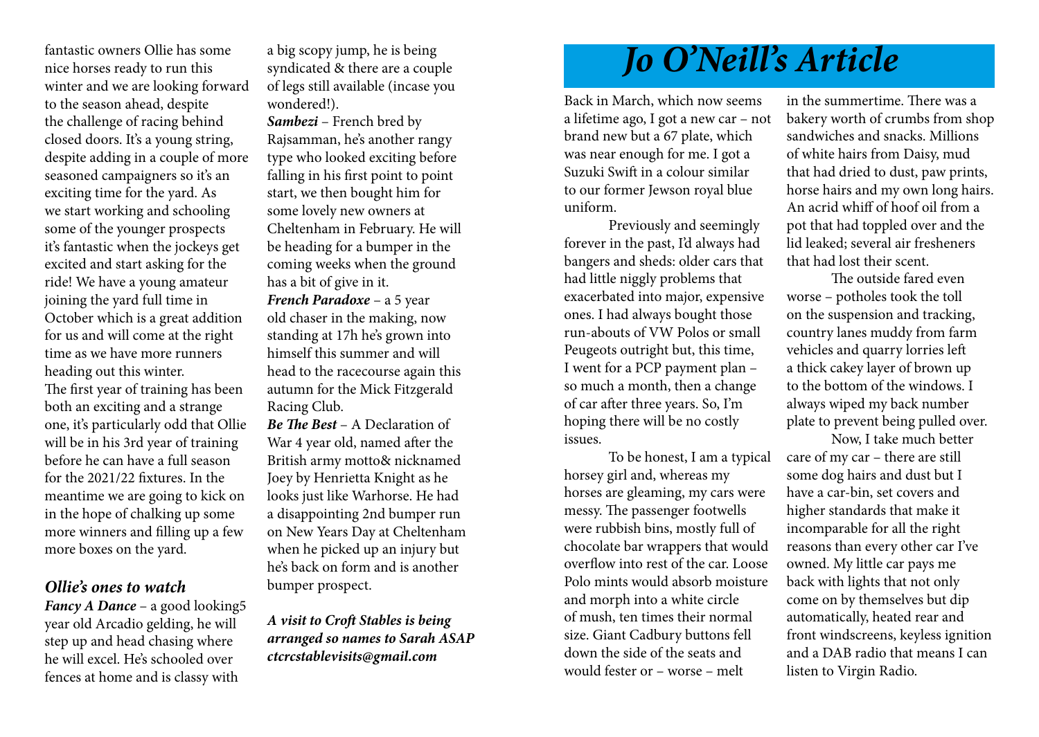fantastic owners Ollie has some nice horses ready to run this winter and we are looking forward to the season ahead, despite the challenge of racing behind closed doors. It's a young string, despite adding in a couple of more seasoned campaigners so it's an exciting time for the yard. As we start working and schooling some of the younger prospects it's fantastic when the jockeys get excited and start asking for the ride! We have a young amateur joining the yard full time in October which is a great addition for us and will come at the right time as we have more runners heading out this winter.

The first year of training has been both an exciting and a strange one, it's particularly odd that Ollie will be in his 3rd year of training before he can have a full season for the 2021/22 fixtures. In the meantime we are going to kick on in the hope of chalking up some more winners and filling up a few more boxes on the yard.

### *Ollie's ones to watch*

***Fancy A Dance*** – a good looking5 year old Arcadio gelding, he will step up and head chasing where he will excel. He's schooled over fences at home and is classy with a big scopy jump, he is being syndicated & there are a couple of legs still available (incase you wondered!).

***Sambezi*** – French bred by Rajsamman, he's another rangy type who looked exciting before falling in his first point to point start, we then bought him for some lovely new owners at Cheltenham in February. He will be heading for a bumper in the coming weeks when the ground has a bit of give in it.

***French Paradoxe*** – a 5 year old chaser in the making, now standing at 17h he's grown into himself this summer and will head to the racecourse again this autumn for the Mick Fitzgerald Racing Club.

***Be The Best*** – A Declaration of War 4 year old, named after the British army motto& nicknamed Joey by Henrietta Knight as he looks just like Warhorse. He had a disappointing 2nd bumper run on New Years Day at Cheltenham when he picked up an injury but he's back on form and is another bumper prospect.

***A visit to Croft Stables is being arranged so names to Sarah ASAP ctcrcstablevisits@gmail.com***

# *Jo O'Neill's Article*

Back in March, which now seems a lifetime ago, I got a new car – not brand new but a 67 plate, which was near enough for me. I got a Suzuki Swift in a colour similar to our former Jewson royal blue uniform.

Previously and seemingly forever in the past, I'd always had bangers and sheds: older cars that had little niggly problems that exacerbated into major, expensive ones. I had always bought those run-abouts of VW Polos or small Peugeots outright but, this time, I went for a PCP payment plan – so much a month, then a change of car after three years. So, I'm hoping there will be no costly issues.

To be honest, I am a typical horsey girl and, whereas my horses are gleaming, my cars were messy. The passenger footwells were rubbish bins, mostly full of chocolate bar wrappers that would overflow into rest of the car. Loose Polo mints would absorb moisture and morph into a white circle of mush, ten times their normal size. Giant Cadbury buttons fell down the side of the seats and would fester or – worse – melt in the summertime. There was a bakery worth of crumbs from shop sandwiches and snacks. Millions of white hairs from Daisy, mud that had dried to dust, paw prints, horse hairs and my own long hairs. An acrid whiff of hoof oil from a pot that had toppled over and the lid leaked; several air fresheners that had lost their scent.

The outside fared even worse – potholes took the toll on the suspension and tracking, country lanes muddy from farm vehicles and quarry lorries left a thick cakey layer of brown up to the bottom of the windows. I always wiped my back number plate to prevent being pulled over.

Now, I take much better care of my car – there are still some dog hairs and dust but I have a car-bin, set covers and higher standards that make it incomparable for all the right reasons than every other car I've owned. My little car pays me back with lights that not only come on by themselves but dip automatically, heated rear and front windscreens, keyless ignition and a DAB radio that means I can listen to Virgin Radio.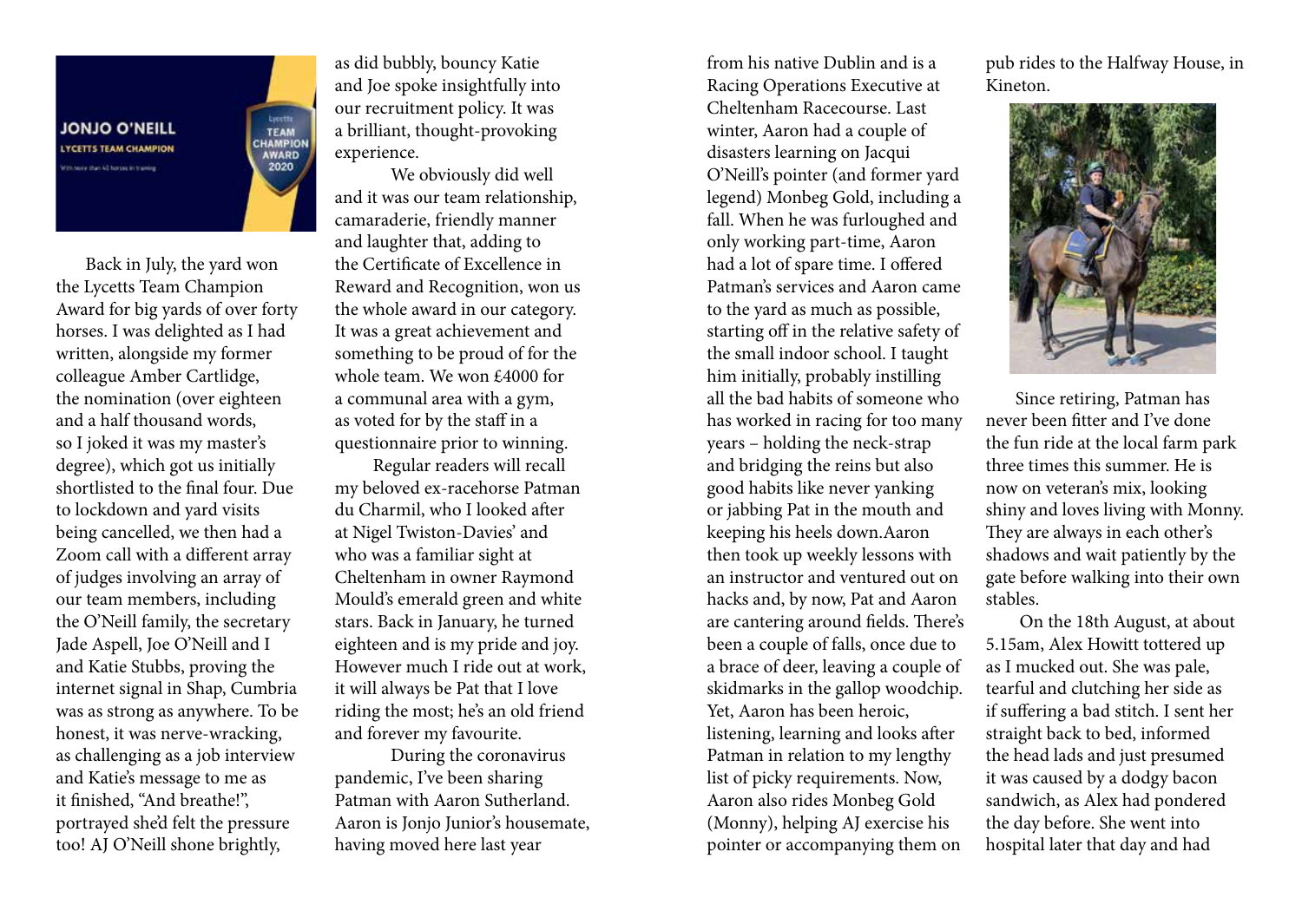Back in July, the yard won the Lycetts Team Champion Award for big yards of over forty horses. I was delighted as I had written, alongside my former colleague Amber Cartlidge, the nomination (over eighteen and a half thousand words, so I joked it was my master's degree), which got us initially shortlisted to the final four. Due to lockdown and yard visits being cancelled, we then had a Zoom call with a different array of judges involving an array of our team members, including the O'Neill family, the secretary Jade Aspell, Joe O'Neill and I and Katie Stubbs, proving the internet signal in Shap, Cumbria was as strong as anywhere. To be honest, it was nerve-wracking, as challenging as a job interview and Katie's message to me as it finished, "And breathe!", portrayed she'd felt the pressure too! AJ O'Neill shone brightly, as did bubbly, bouncy Katie and Joe spoke insightfully into our recruitment policy. It was a brilliant, thought-provoking experience.

We obviously did well and it was our team relationship, camaraderie, friendly manner and laughter that, adding to the Certificate of Excellence in Reward and Recognition, won us the whole award in our category. It was a great achievement and something to be proud of for the whole team. We won £4000 for a communal area with a gym, as voted for by the staff in a questionnaire prior to winning.

Regular readers will recall my beloved ex-racehorse Patman du Charmil, who I looked after at Nigel Twiston-Davies' and who was a familiar sight at Cheltenham in owner Raymond Mould's emerald green and white stars. Back in January, he turned eighteen and is my pride and joy. However much I ride out at work, it will always be Pat that I love riding the most; he's an old friend and forever my favourite.

During the coronavirus pandemic, I've been sharing Patman with Aaron Sutherland. Aaron is Jonjo Junior's housemate, having moved here last year from his native Dublin and is a Racing Operations Executive at Cheltenham Racecourse. Last winter, Aaron had a couple of disasters learning on Jacqui O'Neill's pointer (and former yard legend) Monbeg Gold, including a fall. When he was furloughed and only working part-time, Aaron had a lot of spare time. I offered Patman's services and Aaron came to the yard as much as possible, starting off in the relative safety of the small indoor school. I taught him initially, probably instilling all the bad habits of someone who has worked in racing for too many years – holding the neck-strap and bridging the reins but also good habits like never yanking or jabbing Pat in the mouth and keeping his heels down.Aaron then took up weekly lessons with an instructor and ventured out on hacks and, by now, Pat and Aaron are cantering around fields. There's been a couple of falls, once due to a brace of deer, leaving a couple of skidmarks in the gallop woodchip. Yet, Aaron has been heroic, listening, learning and looks after Patman in relation to my lengthy list of picky requirements. Now, Aaron also rides Monbeg Gold (Monny), helping AJ exercise his pointer or accompanying them on pub rides to the Halfway House, in Kineton.

Since retiring, Patman has never been fitter and I've done the fun ride at the local farm park three times this summer. He is now on veteran's mix, looking shiny and loves living with Monny. They are always in each other's shadows and wait patiently by the gate before walking into their own stables.

On the 18th August, at about 5.15am, Alex Howitt tottered up as I mucked out. She was pale, tearful and clutching her side as if suffering a bad stitch. I sent her straight back to bed, informed the head lads and just presumed it was caused by a dodgy bacon sandwich, as Alex had pondered the day before. She went into hospital later that day and had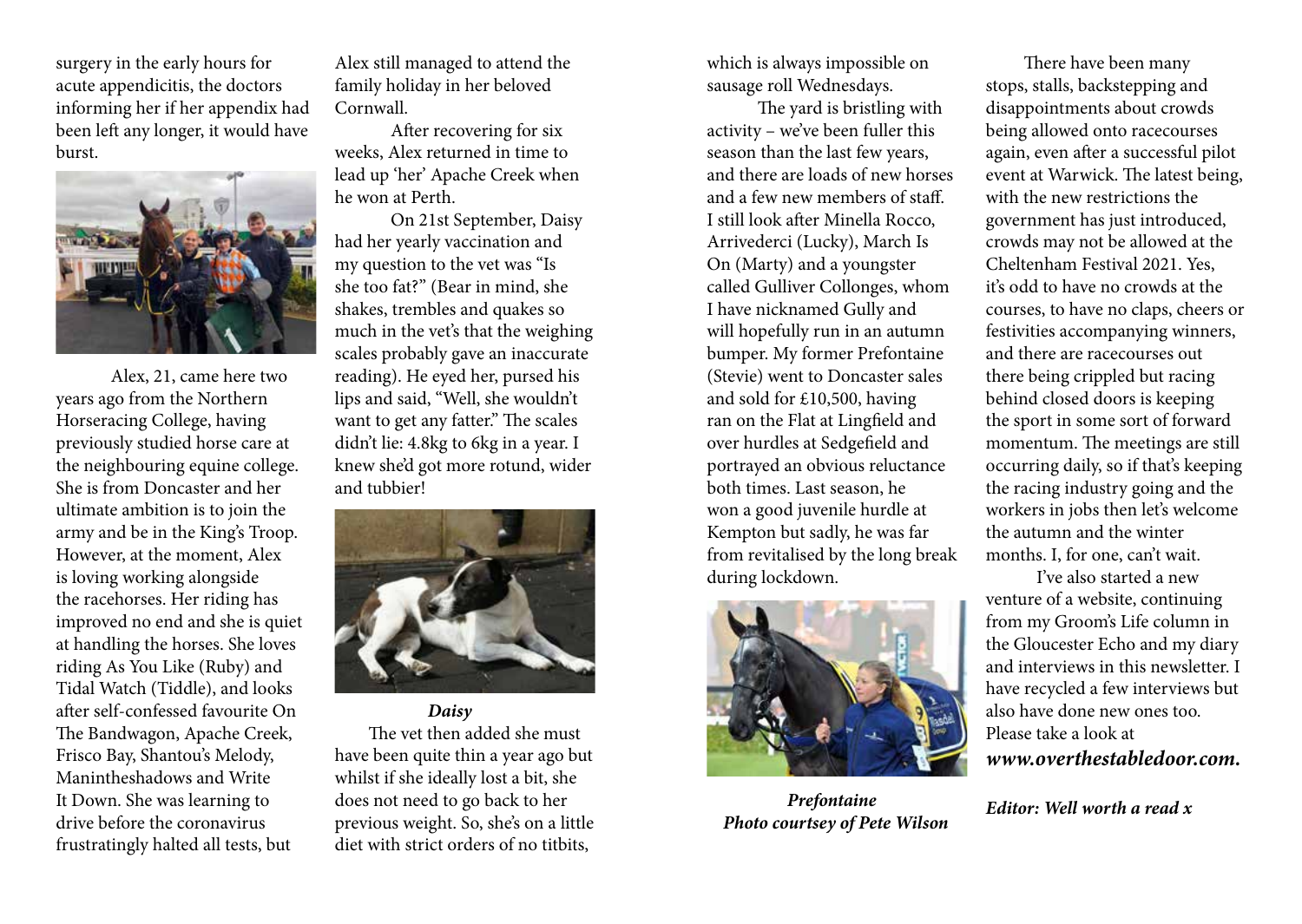surgery in the early hours for acute appendicitis, the doctors informing her if her appendix had been left any longer, it would have burst.

Alex, 21, came here two years ago from the Northern Horseracing College, having previously studied horse care at the neighbouring equine college. She is from Doncaster and her ultimate ambition is to join the army and be in the King's Troop. However, at the moment, Alex is loving working alongside the racehorses. Her riding has improved no end and she is quiet at handling the horses. She loves riding As You Like (Ruby) and Tidal Watch (Tiddle), and looks after self-confessed favourite On The Bandwagon, Apache Creek, Frisco Bay, Shantou's Melody, Manintheshadows and Write It Down. She was learning to drive before the coronavirus frustratingly halted all tests, but Alex still managed to attend the family holiday in her beloved Cornwall.

After recovering for six weeks, Alex returned in time to lead up 'her' Apache Creek when he won at Perth.

On 21st September, Daisy had her yearly vaccination and my question to the vet was "Is she too fat?" (Bear in mind, she shakes, trembles and quakes so much in the vet's that the weighing scales probably gave an inaccurate reading). He eyed her, pursed his lips and said, "Well, she wouldn't want to get any fatter." The scales didn't lie: 4.8kg to 6kg in a year. I knew she'd got more rotund, wider and tubbier!

***Daisy***

The vet then added she must have been quite thin a year ago but whilst if she ideally lost a bit, she does not need to go back to her previous weight. So, she's on a little diet with strict orders of no titbits, which is always impossible on sausage roll Wednesdays.

The yard is bristling with activity – we've been fuller this season than the last few years, and there are loads of new horses and a few new members of staff. I still look after Minella Rocco, Arrivederci (Lucky), March Is On (Marty) and a youngster called Gulliver Collonges, whom I have nicknamed Gully and will hopefully run in an autumn bumper. My former Prefontaine (Stevie) went to Doncaster sales and sold for £10,500, having ran on the Flat at Lingfield and over hurdles at Sedgefield and portrayed an obvious reluctance both times. Last season, he won a good juvenile hurdle at Kempton but sadly, he was far from revitalised by the long break during lockdown.

***Prefontaine***
***Photo courtsey of Pete Wilson***

There have been many stops, stalls, backstepping and disappointments about crowds being allowed onto racecourses again, even after a successful pilot event at Warwick. The latest being, with the new restrictions the government has just introduced, crowds may not be allowed at the Cheltenham Festival 2021. Yes, it's odd to have no crowds at the courses, to have no claps, cheers or festivities accompanying winners, and there are racecourses out there being crippled but racing behind closed doors is keeping the sport in some sort of forward momentum. The meetings are still occurring daily, so if that's keeping the racing industry going and the workers in jobs then let's welcome the autumn and the winter months. I, for one, can't wait.

I've also started a new venture of a website, continuing from my Groom's Life column in the Gloucester Echo and my diary and interviews in this newsletter. I have recycled a few interviews but also have done new ones too. Please take a look at ***www.overthestabledoor.com.***

***Editor: Well worth a read x***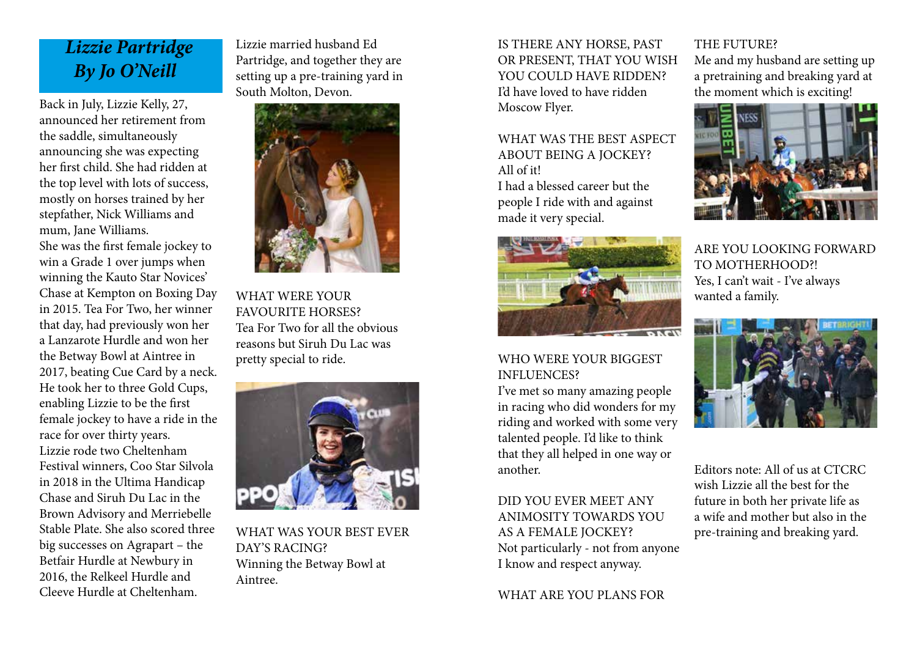## *Lizzie Partridge By Jo O'Neill*

Back in July, Lizzie Kelly, 27, announced her retirement from the saddle, simultaneously announcing she was expecting her first child. She had ridden at the top level with lots of success, mostly on horses trained by her stepfather, Nick Williams and mum, Jane Williams.

She was the first female jockey to win a Grade 1 over jumps when winning the Kauto Star Novices' Chase at Kempton on Boxing Day in 2015. Tea For Two, her winner that day, had previously won her a Lanzarote Hurdle and won her the Betway Bowl at Aintree in 2017, beating Cue Card by a neck. He took her to three Gold Cups, enabling Lizzie to be the first female jockey to have a ride in the race for over thirty years.

Lizzie rode two Cheltenham Festival winners, Coo Star Silvola in 2018 in the Ultima Handicap Chase and Siruh Du Lac in the Brown Advisory and Merriebelle Stable Plate. She also scored three big successes on Agrapart – the Betfair Hurdle at Newbury in 2016, the Relkeel Hurdle and Cleeve Hurdle at Cheltenham.

Lizzie married husband Ed Partridge, and together they are setting up a pre-training yard in South Molton, Devon.

WHAT WERE YOUR FAVOURITE HORSES?
Tea For Two for all the obvious reasons but Siruh Du Lac was pretty special to ride.

WHAT WAS YOUR BEST EVER DAY'S RACING?
Winning the Betway Bowl at Aintree.

IS THERE ANY HORSE, PAST OR PRESENT, THAT YOU WISH YOU COULD HAVE RIDDEN?
I'd have loved to have ridden Moscow Flyer.

WHAT WAS THE BEST ASPECT ABOUT BEING A JOCKEY?
All of it!
I had a blessed career but the people I ride with and against made it very special.

WHO WERE YOUR BIGGEST INFLUENCES?
I've met so many amazing people in racing who did wonders for my riding and worked with some very talented people. I'd like to think that they all helped in one way or another.

DID YOU EVER MEET ANY ANIMOSITY TOWARDS YOU AS A FEMALE JOCKEY?
Not particularly - not from anyone I know and respect anyway.

WHAT ARE YOU PLANS FOR THE FUTURE?
Me and my husband are setting up a pretraining and breaking yard at the moment which is exciting!

ARE YOU LOOKING FORWARD TO MOTHERHOOD?!
Yes, I can't wait - I've always wanted a family.

Editors note: All of us at CTCRC wish Lizzie all the best for the future in both her private life as a wife and mother but also in the pre-training and breaking yard.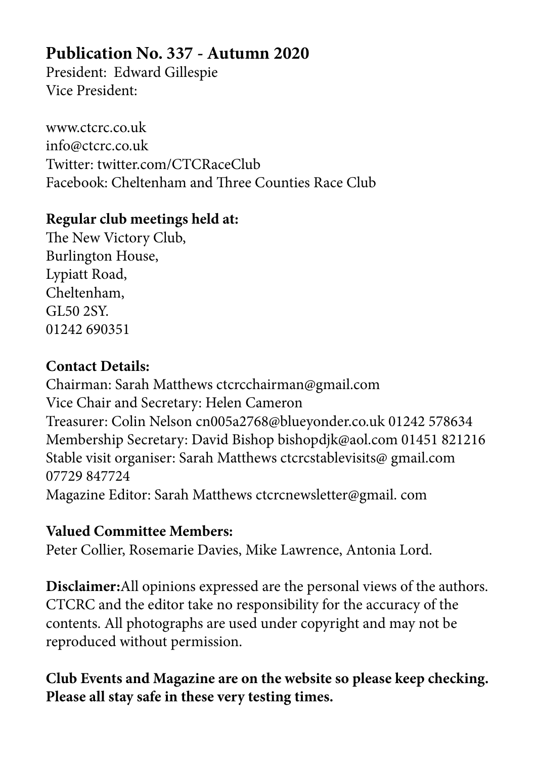## Publication No. 337 - Autumn 2020

President: Edward Gillespie
Vice President:

www.ctcrc.co.uk
info@ctcrc.co.uk
Twitter: twitter.com/CTCRaceClub
Facebook: Cheltenham and Three Counties Race Club

**Regular club meetings held at:**
The New Victory Club,
Burlington House,
Lypiatt Road,
Cheltenham,
GL50 2SY.
01242 690351

**Contact Details:**
Chairman: Sarah Matthews ctcrcchairman@gmail.com
Vice Chair and Secretary: Helen Cameron
Treasurer: Colin Nelson cn005a2768@blueyonder.co.uk 01242 578634
Membership Secretary: David Bishop bishopdjk@aol.com 01451 821216
Stable visit organiser: Sarah Matthews ctcrcstablevisits@ gmail.com 07729 847724
Magazine Editor: Sarah Matthews ctcrcnewsletter@gmail. com

**Valued Committee Members:**
Peter Collier, Rosemarie Davies, Mike Lawrence, Antonia Lord.

**Disclaimer:**All opinions expressed are the personal views of the authors. CTCRC and the editor take no responsibility for the accuracy of the contents. All photographs are used under copyright and may not be reproduced without permission.

**Club Events and Magazine are on the website so please keep checking. Please all stay safe in these very testing times.**